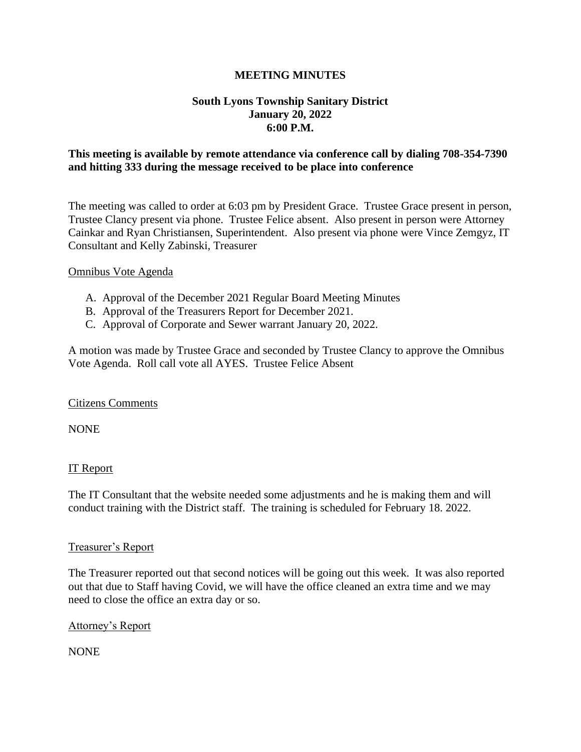# MEETING MINUTES

## South Lyons Township Sanitary District
## January 20, 2022
## 6:00 P.M.

**This meeting is available by remote attendance via conference call by dialing 708-354-7390 and hitting 333 during the message received to be place into conference**

The meeting was called to order at 6:03 pm by President Grace. Trustee Grace present in person, Trustee Clancy present via phone. Trustee Felice absent. Also present in person were Attorney Cainkar and Ryan Christiansen, Superintendent. Also present via phone were Vince Zemgyz, IT Consultant and Kelly Zabinski, Treasurer

Omnibus Vote Agenda

A. Approval of the December 2021 Regular Board Meeting Minutes
B. Approval of the Treasurers Report for December 2021.
C. Approval of Corporate and Sewer warrant January 20, 2022.

A motion was made by Trustee Grace and seconded by Trustee Clancy to approve the Omnibus Vote Agenda. Roll call vote all AYES. Trustee Felice Absent

Citizens Comments

NONE

IT Report

The IT Consultant that the website needed some adjustments and he is making them and will conduct training with the District staff. The training is scheduled for February 18. 2022.

Treasurer's Report

The Treasurer reported out that second notices will be going out this week. It was also reported out that due to Staff having Covid, we will have the office cleaned an extra time and we may need to close the office an extra day or so.

Attorney's Report

NONE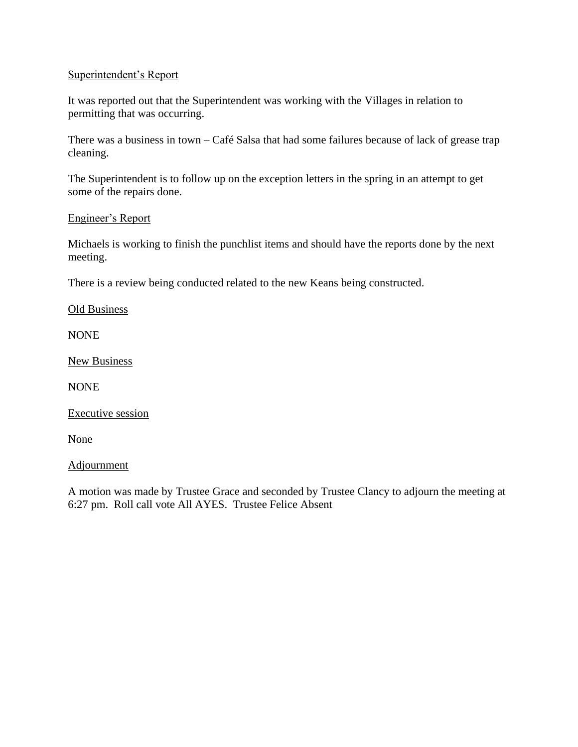Superintendent's Report

It was reported out that the Superintendent was working with the Villages in relation to permitting that was occurring.

There was a business in town – Café Salsa that had some failures because of lack of grease trap cleaning.

The Superintendent is to follow up on the exception letters in the spring in an attempt to get some of the repairs done.

Engineer's Report

Michaels is working to finish the punchlist items and should have the reports done by the next meeting.

There is a review being conducted related to the new Keans being constructed.

Old Business

NONE

New Business

NONE

Executive session

None

Adjournment

A motion was made by Trustee Grace and seconded by Trustee Clancy to adjourn the meeting at 6:27 pm. Roll call vote All AYES. Trustee Felice Absent